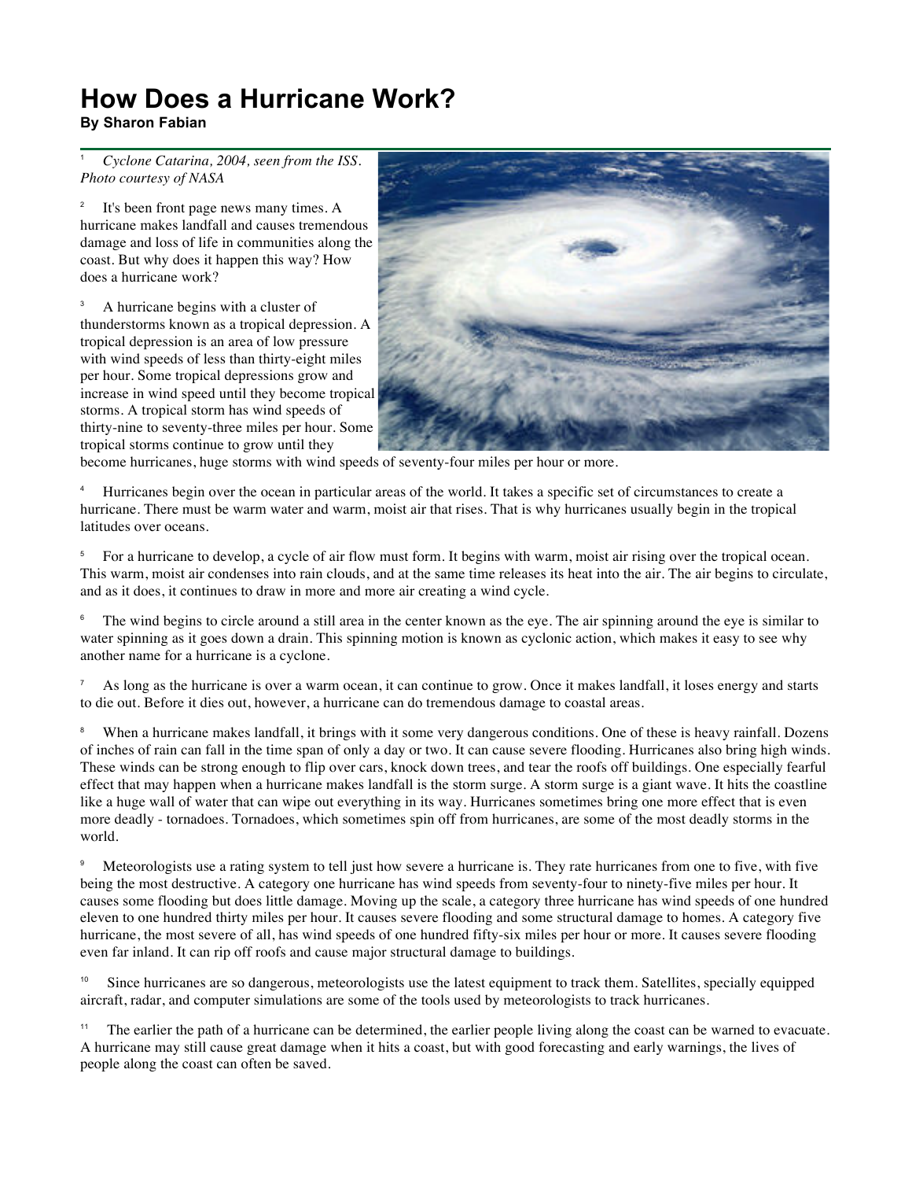# How Does a Hurricane Work?

**By Sharon Fabian**

[1] *Cyclone Catarina, 2004, seen from the ISS. Photo courtesy of NASA*

[2] It's been front page news many times. A hurricane makes landfall and causes tremendous damage and loss of life in communities along the coast. But why does it happen this way? How does a hurricane work?

[3] A hurricane begins with a cluster of thunderstorms known as a tropical depression. A tropical depression is an area of low pressure with wind speeds of less than thirty-eight miles per hour. Some tropical depressions grow and increase in wind speed until they become tropical storms. A tropical storm has wind speeds of thirty-nine to seventy-three miles per hour. Some tropical storms continue to grow until they become hurricanes, huge storms with wind speeds of seventy-four miles per hour or more.

[4] Hurricanes begin over the ocean in particular areas of the world. It takes a specific set of circumstances to create a hurricane. There must be warm water and warm, moist air that rises. That is why hurricanes usually begin in the tropical latitudes over oceans.

[5] For a hurricane to develop, a cycle of air flow must form. It begins with warm, moist air rising over the tropical ocean. This warm, moist air condenses into rain clouds, and at the same time releases its heat into the air. The air begins to circulate, and as it does, it continues to draw in more and more air creating a wind cycle.

[6] The wind begins to circle around a still area in the center known as the eye. The air spinning around the eye is similar to water spinning as it goes down a drain. This spinning motion is known as cyclonic action, which makes it easy to see why another name for a hurricane is a cyclone.

[7] As long as the hurricane is over a warm ocean, it can continue to grow. Once it makes landfall, it loses energy and starts to die out. Before it dies out, however, a hurricane can do tremendous damage to coastal areas.

[8] When a hurricane makes landfall, it brings with it some very dangerous conditions. One of these is heavy rainfall. Dozens of inches of rain can fall in the time span of only a day or two. It can cause severe flooding. Hurricanes also bring high winds. These winds can be strong enough to flip over cars, knock down trees, and tear the roofs off buildings. One especially fearful effect that may happen when a hurricane makes landfall is the storm surge. A storm surge is a giant wave. It hits the coastline like a huge wall of water that can wipe out everything in its way. Hurricanes sometimes bring one more effect that is even more deadly - tornadoes. Tornadoes, which sometimes spin off from hurricanes, are some of the most deadly storms in the world.

[9] Meteorologists use a rating system to tell just how severe a hurricane is. They rate hurricanes from one to five, with five being the most destructive. A category one hurricane has wind speeds from seventy-four to ninety-five miles per hour. It causes some flooding but does little damage. Moving up the scale, a category three hurricane has wind speeds of one hundred eleven to one hundred thirty miles per hour. It causes severe flooding and some structural damage to homes. A category five hurricane, the most severe of all, has wind speeds of one hundred fifty-six miles per hour or more. It causes severe flooding even far inland. It can rip off roofs and cause major structural damage to buildings.

[10] Since hurricanes are so dangerous, meteorologists use the latest equipment to track them. Satellites, specially equipped aircraft, radar, and computer simulations are some of the tools used by meteorologists to track hurricanes.

[11] The earlier the path of a hurricane can be determined, the earlier people living along the coast can be warned to evacuate. A hurricane may still cause great damage when it hits a coast, but with good forecasting and early warnings, the lives of people along the coast can often be saved.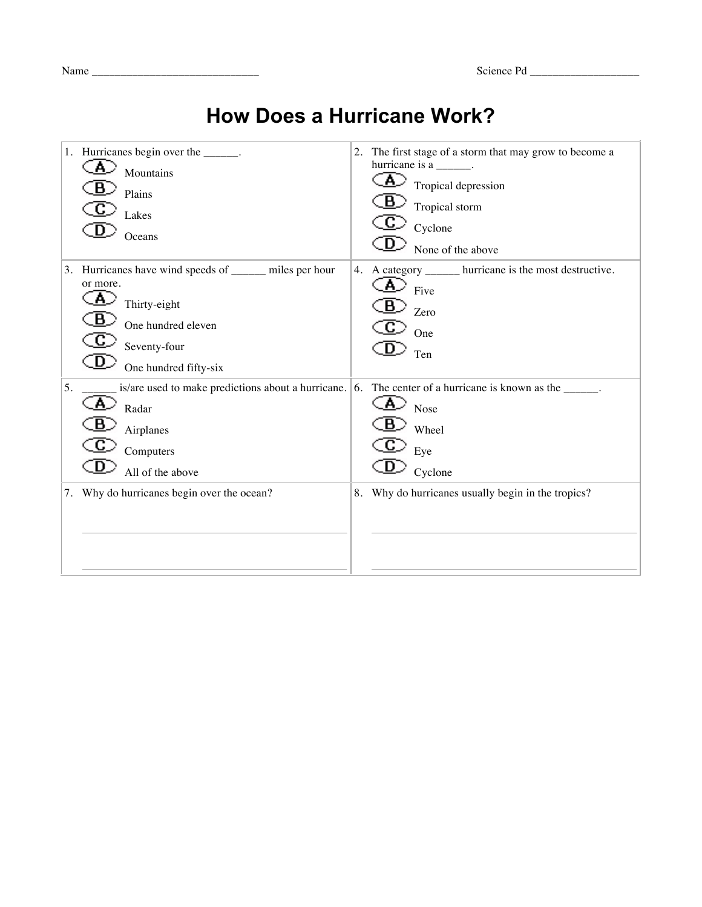Name ______________________________ Science Pd ___________________

# How Does a Hurricane Work?

1. Hurricanes begin over the ______.
   - (A) Mountains
   - (B) Plains
   - (C) Lakes
   - (D) Oceans

2. The first stage of a storm that may grow to become a hurricane is a ______.
   - (A) Tropical depression
   - (B) Tropical storm
   - (C) Cyclone
   - (D) None of the above

3. Hurricanes have wind speeds of ______ miles per hour or more.
   - (A) Thirty-eight
   - (B) One hundred eleven
   - (C) Seventy-four
   - (D) One hundred fifty-six

4. A category ______ hurricane is the most destructive.
   - (A) Five
   - (B) Zero
   - (C) One
   - (D) Ten

5. ______ is/are used to make predictions about a hurricane.
   - (A) Radar
   - (B) Airplanes
   - (C) Computers
   - (D) All of the above

6. The center of a hurricane is known as the ______.
   - (A) Nose
   - (B) Wheel
   - (C) Eye
   - (D) Cyclone

7. Why do hurricanes begin over the ocean?

   ______________________________________________

   ______________________________________________

8. Why do hurricanes usually begin in the tropics?

   ______________________________________________

   ______________________________________________